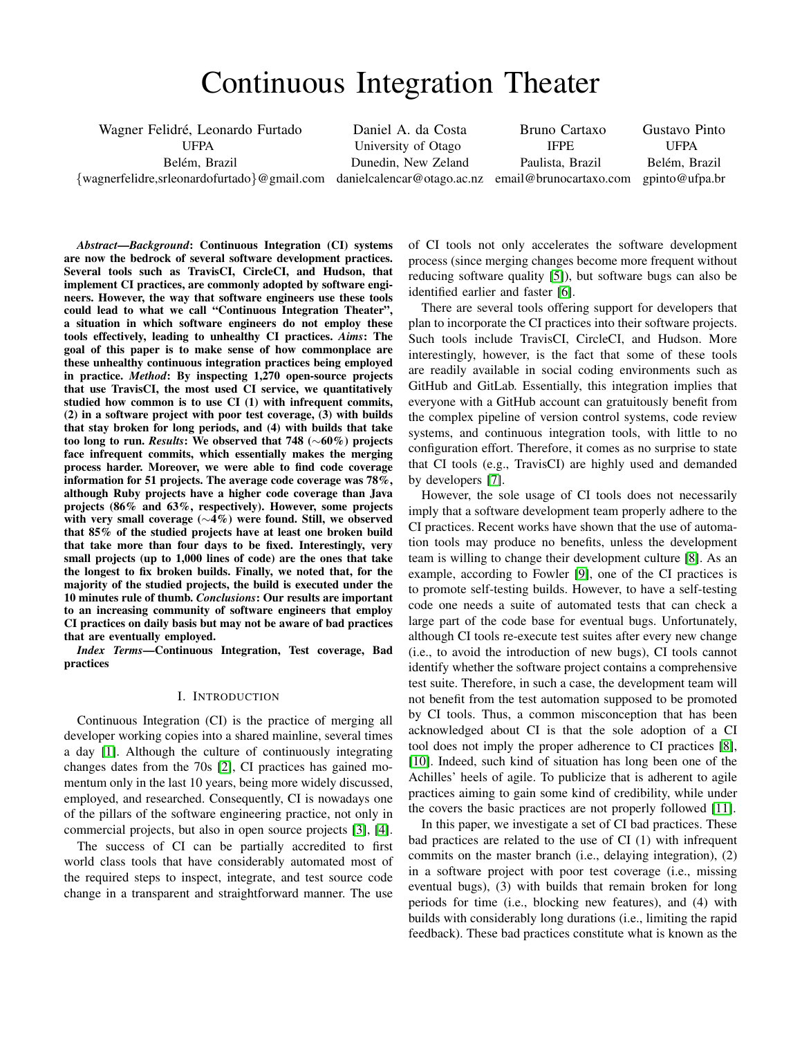# Continuous Integration Theater

Wagner Felidré, Leonardo Furtado
UFPA
Belém, Brazil
{wagnerfelidre,srleonardofurtado}@gmail.com

Daniel A. da Costa
University of Otago
Dunedin, New Zeland
danielcalencar@otago.ac.nz

Bruno Cartaxo
IFPE
Paulista, Brazil
email@brunocartaxo.com

Gustavo Pinto
UFPA
Belém, Brazil
gpinto@ufpa.br

***Abstract*—*Background*: Continuous Integration (CI) systems are now the bedrock of several software development practices. Several tools such as TravisCI, CircleCI, and Hudson, that implement CI practices, are commonly adopted by software engineers. However, the way that software engineers use these tools could lead to what we call "Continuous Integration Theater", a situation in which software engineers do not employ these tools effectively, leading to unhealthy CI practices. *Aims*: The goal of this paper is to make sense of how commonplace are these unhealthy continuous integration practices being employed in practice. *Method*: By inspecting 1,270 open-source projects that use TravisCI, the most used CI service, we quantitatively studied how common is to use CI (1) with infrequent commits, (2) in a software project with poor test coverage, (3) with builds that stay broken for long periods, and (4) with builds that take too long to run. *Results*: We observed that 748 (∼60%) projects face infrequent commits, which essentially makes the merging process harder. Moreover, we were able to find code coverage information for 51 projects. The average code coverage was 78%, although Ruby projects have a higher code coverage than Java projects (86% and 63%, respectively). However, some projects with very small coverage (∼4%) were found. Still, we observed that 85% of the studied projects have at least one broken build that take more than four days to be fixed. Interestingly, very small projects (up to 1,000 lines of code) are the ones that take the longest to fix broken builds. Finally, we noted that, for the majority of the studied projects, the build is executed under the 10 minutes rule of thumb. *Conclusions*: Our results are important to an increasing community of software engineers that employ CI practices on daily basis but may not be aware of bad practices that are eventually employed.**

***Index Terms*—Continuous Integration, Test coverage, Bad practices**

## I. Introduction

Continuous Integration (CI) is the practice of merging all developer working copies into a shared mainline, several times a day [1]. Although the culture of continuously integrating changes dates from the 70s [2], CI practices has gained momentum only in the last 10 years, being more widely discussed, employed, and researched. Consequently, CI is nowadays one of the pillars of the software engineering practice, not only in commercial projects, but also in open source projects [3], [4].

The success of CI can be partially accredited to first world class tools that have considerably automated most of the required steps to inspect, integrate, and test source code change in a transparent and straightforward manner. The use of CI tools not only accelerates the software development process (since merging changes become more frequent without reducing software quality [5]), but software bugs can also be identified earlier and faster [6].

There are several tools offering support for developers that plan to incorporate the CI practices into their software projects. Such tools include TravisCI, CircleCI, and Hudson. More interestingly, however, is the fact that some of these tools are readily available in social coding environments such as GitHub and GitLab. Essentially, this integration implies that everyone with a GitHub account can gratuitously benefit from the complex pipeline of version control systems, code review systems, and continuous integration tools, with little to no configuration effort. Therefore, it comes as no surprise to state that CI tools (e.g., TravisCI) are highly used and demanded by developers [7].

However, the sole usage of CI tools does not necessarily imply that a software development team properly adhere to the CI practices. Recent works have shown that the use of automation tools may produce no benefits, unless the development team is willing to change their development culture [8]. As an example, according to Fowler [9], one of the CI practices is to promote self-testing builds. However, to have a self-testing code one needs a suite of automated tests that can check a large part of the code base for eventual bugs. Unfortunately, although CI tools re-execute test suites after every new change (i.e., to avoid the introduction of new bugs), CI tools cannot identify whether the software project contains a comprehensive test suite. Therefore, in such a case, the development team will not benefit from the test automation supposed to be promoted by CI tools. Thus, a common misconception that has been acknowledged about CI is that the sole adoption of a CI tool does not imply the proper adherence to CI practices [8], [10]. Indeed, such kind of situation has long been one of the Achilles' heels of agile. To publicize that is adherent to agile practices aiming to gain some kind of credibility, while under the covers the basic practices are not properly followed [11].

In this paper, we investigate a set of CI bad practices. These bad practices are related to the use of CI (1) with infrequent commits on the master branch (delaying integration), (2) in a software project with poor test coverage (i.e., missing eventual bugs), (3) with builds that remain broken for long periods for time (i.e., blocking new features), and (4) with builds with considerably long durations (i.e., limiting the rapid feedback). These bad practices constitute what is known as the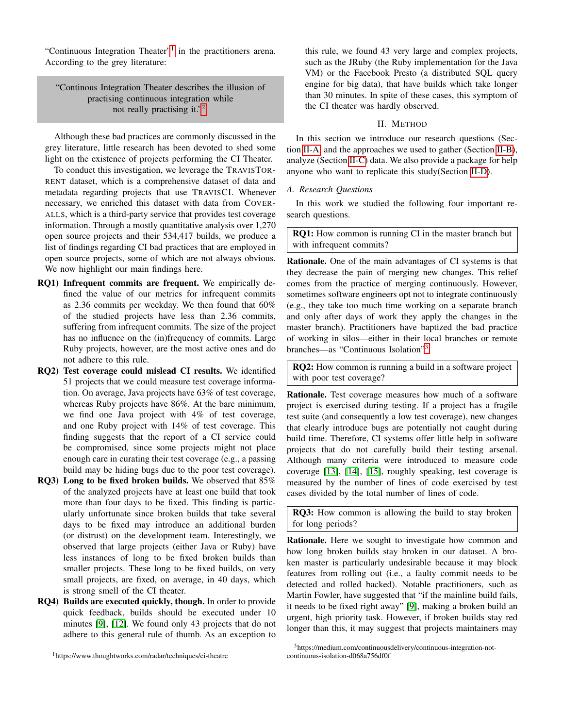"Continuous Integration Theater"[1] in the practitioners arena. According to the grey literature:

> "Continous Integration Theater describes the illusion of practising continuous integration while not really practising it."[2]

Although these bad practices are commonly discussed in the grey literature, little research has been devoted to shed some light on the existence of projects performing the CI Theater.

To conduct this investigation, we leverage the TRAVISTORRENT dataset, which is a comprehensive dataset of data and metadata regarding projects that use TRAVISCI. Whenever necessary, we enriched this dataset with data from COVERALLS, which is a third-party service that provides test coverage information. Through a mostly quantitative analysis over 1,270 open source projects and their 534,417 builds, we produce a list of findings regarding CI bad practices that are employed in open source projects, some of which are not always obvious. We now highlight our main findings here.

- **RQ1) Infrequent commits are frequent.** We empirically defined the value of our metrics for infrequent commits as 2.36 commits per weekday. We then found that 60% of the studied projects have less than 2.36 commits, suffering from infrequent commits. The size of the project has no influence on the (in)frequency of commits. Large Ruby projects, however, are the most active ones and do not adhere to this rule.
- **RQ2) Test coverage could mislead CI results.** We identified 51 projects that we could measure test coverage information. On average, Java projects have 63% of test coverage, whereas Ruby projects have 86%. At the bare minimum, we find one Java project with 4% of test coverage, and one Ruby project with 14% of test coverage. This finding suggests that the report of a CI service could be compromised, since some projects might not place enough care in curating their test coverage (e.g., a passing build may be hiding bugs due to the poor test coverage).
- **RQ3) Long to be fixed broken builds.** We observed that 85% of the analyzed projects have at least one build that took more than four days to be fixed. This finding is particularly unfortunate since broken builds that take several days to be fixed may introduce an additional burden (or distrust) on the development team. Interestingly, we observed that large projects (either Java or Ruby) have less instances of long to be fixed broken builds than smaller projects. These long to be fixed builds, on very small projects, are fixed, on average, in 40 days, which is strong smell of the CI theater.
- **RQ4) Builds are executed quickly, though.** In order to provide quick feedback, builds should be executed under 10 minutes [9], [12]. We found only 43 projects that do not adhere to this general rule of thumb. As an exception to this rule, we found 43 very large and complex projects, such as the JRuby (the Ruby implementation for the Java VM) or the Facebook Presto (a distributed SQL query engine for big data), that have builds which take longer than 30 minutes. In spite of these cases, this symptom of the CI theater was hardly observed.

## II. METHOD

In this section we introduce our research questions (Section II-A) and the approaches we used to gather (Section II-B), analyze (Section II-C) data. We also provide a package for help anyone who want to replicate this study(Section II-D).

### A. Research Questions

In this work we studied the following four important research questions.

> **RQ1:** How common is running CI in the master branch but with infrequent commits?

**Rationale.** One of the main advantages of CI systems is that they decrease the pain of merging new changes. This relief comes from the practice of merging continuously. However, sometimes software engineers opt not to integrate continuously (e.g., they take too much time working on a separate branch and only after days of work they apply the changes in the master branch). Practitioners have baptized the bad practice of working in silos—either in their local branches or remote branches—as "Continuous Isolation"[3].

> **RQ2:** How common is running a build in a software project with poor test coverage?

**Rationale.** Test coverage measures how much of a software project is exercised during testing. If a project has a fragile test suite (and consequently a low test coverage), new changes that clearly introduce bugs are potentially not caught during build time. Therefore, CI systems offer little help in software projects that do not carefully build their testing arsenal. Although many criteria were introduced to measure code coverage [13], [14], [15], roughly speaking, test coverage is measured by the number of lines of code exercised by test cases divided by the total number of lines of code.

> **RQ3:** How common is allowing the build to stay broken for long periods?

**Rationale.** Here we sought to investigate how common and how long broken builds stay broken in our dataset. A broken master is particularly undesirable because it may block features from rolling out (i.e., a faulty commit needs to be detected and rolled backed). Notable practitioners, such as Martin Fowler, have suggested that "if the mainline build fails, it needs to be fixed right away" [9], making a broken build an urgent, high priority task. However, if broken builds stay red longer than this, it may suggest that projects maintainers may

[1] https://www.thoughtworks.com/radar/techniques/ci-theatre

[3] https://medium.com/continuousdelivery/continuous-integration-not-continuous-isolation-d068a756df0f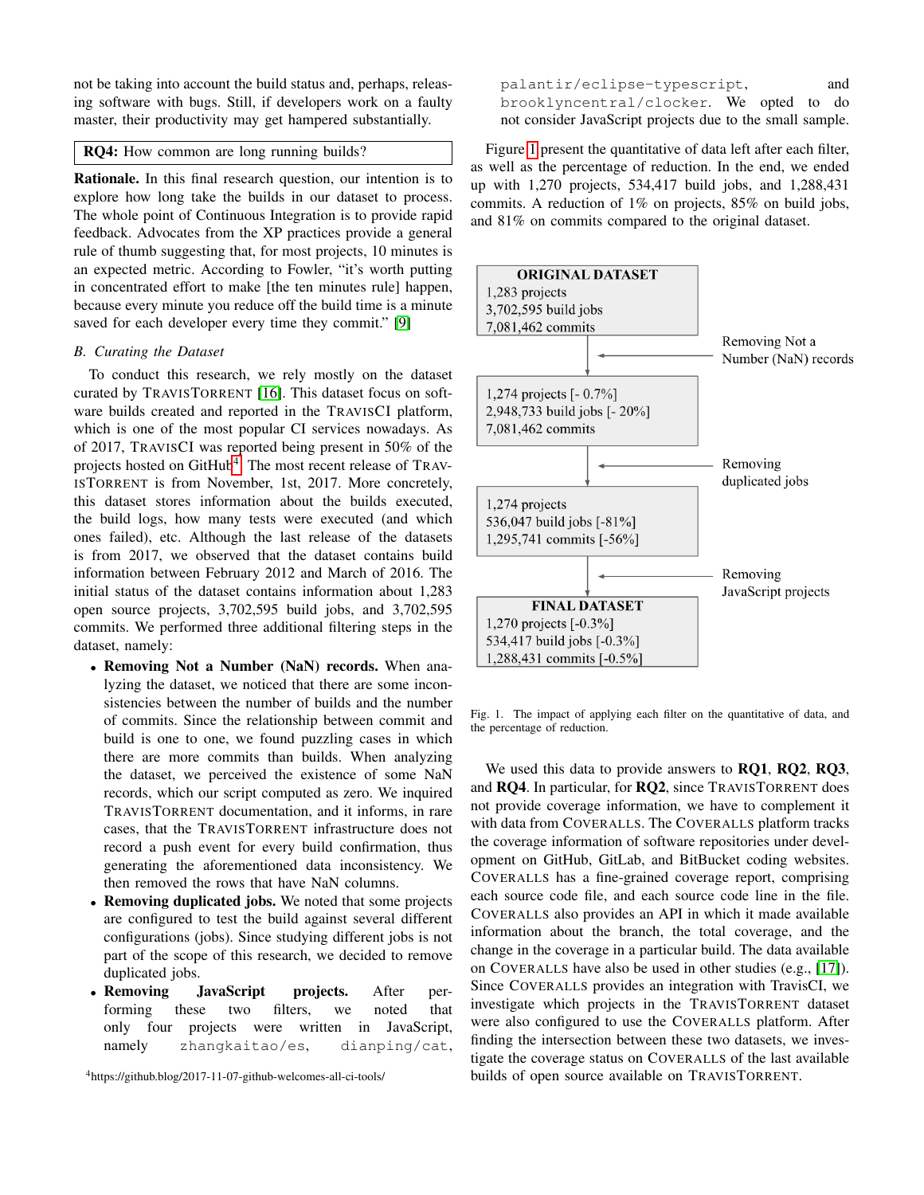not be taking into account the build status and, perhaps, releasing software with bugs. Still, if developers work on a faulty master, their productivity may get hampered substantially.

**RQ4:** How common are long running builds?

**Rationale.** In this final research question, our intention is to explore how long take the builds in our dataset to process. The whole point of Continuous Integration is to provide rapid feedback. Advocates from the XP practices provide a general rule of thumb suggesting that, for most projects, 10 minutes is an expected metric. According to Fowler, "it's worth putting in concentrated effort to make [the ten minutes rule] happen, because every minute you reduce off the build time is a minute saved for each developer every time they commit." [9]

### *B. Curating the Dataset*

To conduct this research, we rely mostly on the dataset curated by TRAVISTORRENT [16]. This dataset focus on software builds created and reported in the TRAVISCI platform, which is one of the most popular CI services nowadays. As of 2017, TRAVISCI was reported being present in 50% of the projects hosted on GitHub[4]. The most recent release of TRAVISTORRENT is from November, 1st, 2017. More concretely, this dataset stores information about the builds executed, the build logs, how many tests were executed (and which ones failed), etc. Although the last release of the datasets is from 2017, we observed that the dataset contains build information between February 2012 and March of 2016. The initial status of the dataset contains information about 1,283 open source projects, 3,702,595 build jobs, and 3,702,595 commits. We performed three additional filtering steps in the dataset, namely:

- **Removing Not a Number (NaN) records.** When analyzing the dataset, we noticed that there are some inconsistencies between the number of builds and the number of commits. Since the relationship between commit and build is one to one, we found puzzling cases in which there are more commits than builds. When analyzing the dataset, we perceived the existence of some NaN records, which our script computed as zero. We inquired TRAVISTORRENT documentation, and it informs, in rare cases, that the TRAVISTORRENT infrastructure does not record a push event for every build confirmation, thus generating the aforementioned data inconsistency. We then removed the rows that have NaN columns.
- **Removing duplicated jobs.** We noted that some projects are configured to test the build against several different configurations (jobs). Since studying different jobs is not part of the scope of this research, we decided to remove duplicated jobs.
- **Removing JavaScript projects.** After performing these two filters, we noted that only four projects were written in JavaScript, namely `zhangkaitao/es`, `dianping/cat`, `palantir/eclipse-typescript`, and `brooklyncentral/clocker`. We opted to do not consider JavaScript projects due to the small sample.

[4]https://github.blog/2017-11-07-github-welcomes-all-ci-tools/

Figure 1 present the quantitative of data left after each filter, as well as the percentage of reduction. In the end, we ended up with 1,270 projects, 534,417 build jobs, and 1,288,431 commits. A reduction of 1% on projects, 85% on build jobs, and 81% on commits compared to the original dataset.

**ORIGINAL DATASET**
1,283 projects
3,702,595 build jobs
7,081,462 commits

↓ Removing Not a Number (NaN) records

1,274 projects [- 0.7%]
2,948,733 build jobs [- 20%]
7,081,462 commits

↓ Removing duplicated jobs

1,274 projects
536,047 build jobs [-81%]
1,295,741 commits [-56%]

↓ Removing JavaScript projects

**FINAL DATASET**
1,270 projects [-0.3%]
534,417 build jobs [-0.3%]
1,288,431 commits [-0.5%]

Fig. 1. The impact of applying each filter on the quantitative of data, and the percentage of reduction.

We used this data to provide answers to **RQ1**, **RQ2**, **RQ3**, and **RQ4**. In particular, for **RQ2**, since TRAVISTORRENT does not provide coverage information, we have to complement it with data from COVERALLS. The COVERALLS platform tracks the coverage information of software repositories under development on GitHub, GitLab, and BitBucket coding websites. COVERALLS has a fine-grained coverage report, comprising each source code file, and each source code line in the file. COVERALLS also provides an API in which it made available information about the branch, the total coverage, and the change in the coverage in a particular build. The data available on COVERALLS have also be used in other studies (e.g., [17]). Since COVERALLS provides an integration with TravisCI, we investigate which projects in the TRAVISTORRENT dataset were also configured to use the COVERALLS platform. After finding the intersection between these two datasets, we investigate the coverage status on COVERALLS of the last available builds of open source available on TRAVISTORRENT.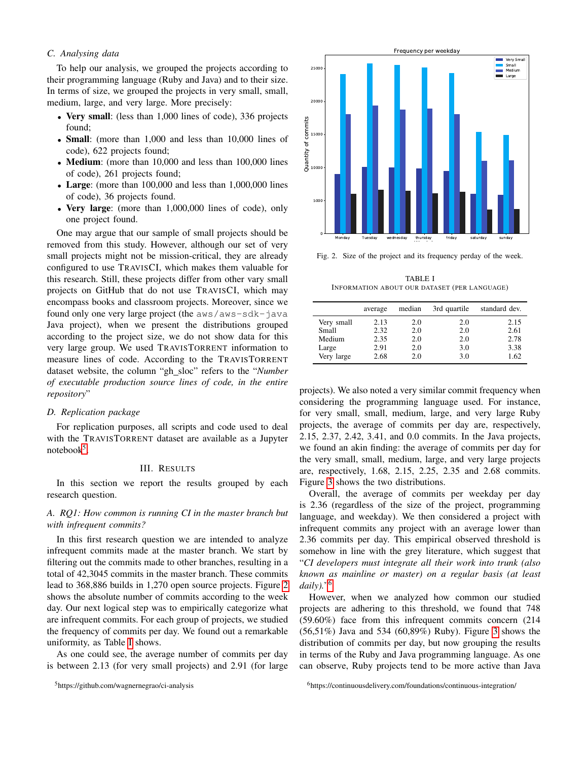### C. Analysing data

To help our analysis, we grouped the projects according to their programming language (Ruby and Java) and to their size. In terms of size, we grouped the projects in very small, small, medium, large, and very large. More precisely:

- **Very small**: (less than 1,000 lines of code), 336 projects found;
- **Small**: (more than 1,000 and less than 10,000 lines of code), 622 projects found;
- **Medium**: (more than 10,000 and less than 100,000 lines of code), 261 projects found;
- **Large**: (more than 100,000 and less than 1,000,000 lines of code), 36 projects found.
- **Very large**: (more than 1,000,000 lines of code), only one project found.

One may argue that our sample of small projects should be removed from this study. However, although our set of very small projects might not be mission-critical, they are already configured to use TravisCI, which makes them valuable for this research. Still, these projects differ from other vary small projects on GitHub that do not use TravisCI, which may encompass books and classroom projects. Moreover, since we found only one very large project (the `aws/aws-sdk-java` Java project), when we present the distributions grouped according to the project size, we do not show data for this very large group. We used TravisTorrent information to measure lines of code. According to the TravisTorrent dataset website, the column "gh_sloc" refers to the "*Number of executable production source lines of code, in the entire repository*"

### D. Replication package

For replication purposes, all scripts and code used to deal with the TravisTorrent dataset are available as a Jupyter notebook[5].

## III. Results

In this section we report the results grouped by each research question.

### A. RQ1: How common is running CI in the master branch but with infrequent commits?

In this first research question we are intended to analyze infrequent commits made at the master branch. We start by filtering out the commits made to other branches, resulting in a total of 42,3045 commits in the master branch. These commits lead to 368,886 builds in 1,270 open source projects. Figure 2 shows the absolute number of commits according to the week day. Our next logical step was to empirically categorize what are infrequent commits. For each group of projects, we studied the frequency of commits per day. We found out a remarkable uniformity, as Table I shows.

As one could see, the average number of commits per day is between 2.13 (for very small projects) and 2.91 (for large projects). We also noted a very similar commit frequency when considering the programming language used. For instance, for very small, small, medium, large, and very large Ruby projects, the average of commits per day are, respectively, 2.15, 2.37, 2.42, 3.41, and 0.0 commits. In the Java projects, we found an akin finding: the average of commits per day for the very small, small, medium, large, and very large projects are, respectively, 1.68, 2.15, 2.25, 2.35 and 2.68 commits. Figure 3 shows the two distributions.

Fig. 2. Size of the project and its frequency perday of the week.

TABLE I
INFORMATION ABOUT OUR DATASET (PER LANGUAGE)

| | average | median | 3rd quartile | standard dev. |
|---|---|---|---|---|
| Very small | 2.13 | 2.0 | 2.0 | 2.15 |
| Small | 2.32 | 2.0 | 2.0 | 2.61 |
| Medium | 2.35 | 2.0 | 2.0 | 2.78 |
| Large | 2.91 | 2.0 | 3.0 | 3.38 |
| Very large | 2.68 | 2.0 | 3.0 | 1.62 |

Overall, the average of commits per weekday per day is 2.36 (regardless of the size of the project, programming language, and weekday). We then considered a project with infrequent commits any project with an average lower than 2.36 commits per day. This empirical observed threshold is somehow in line with the grey literature, which suggest that "*CI developers must integrate all their work into trunk (also known as mainline or master) on a regular basis (at least daily).*"[6]

However, when we analyzed how common our studied projects are adhering to this threshold, we found that 748 (59.60%) face from this infrequent commits concern (214 (56,51%) Java and 534 (60,89%) Ruby). Figure 3 shows the distribution of commits per day, but now grouping the results in terms of the Ruby and Java programming language. As one can observe, Ruby projects tend to be more active than Java

[5] https://github.com/wagnernegrao/ci-analysis

[6] https://continuousdelivery.com/foundations/continuous-integration/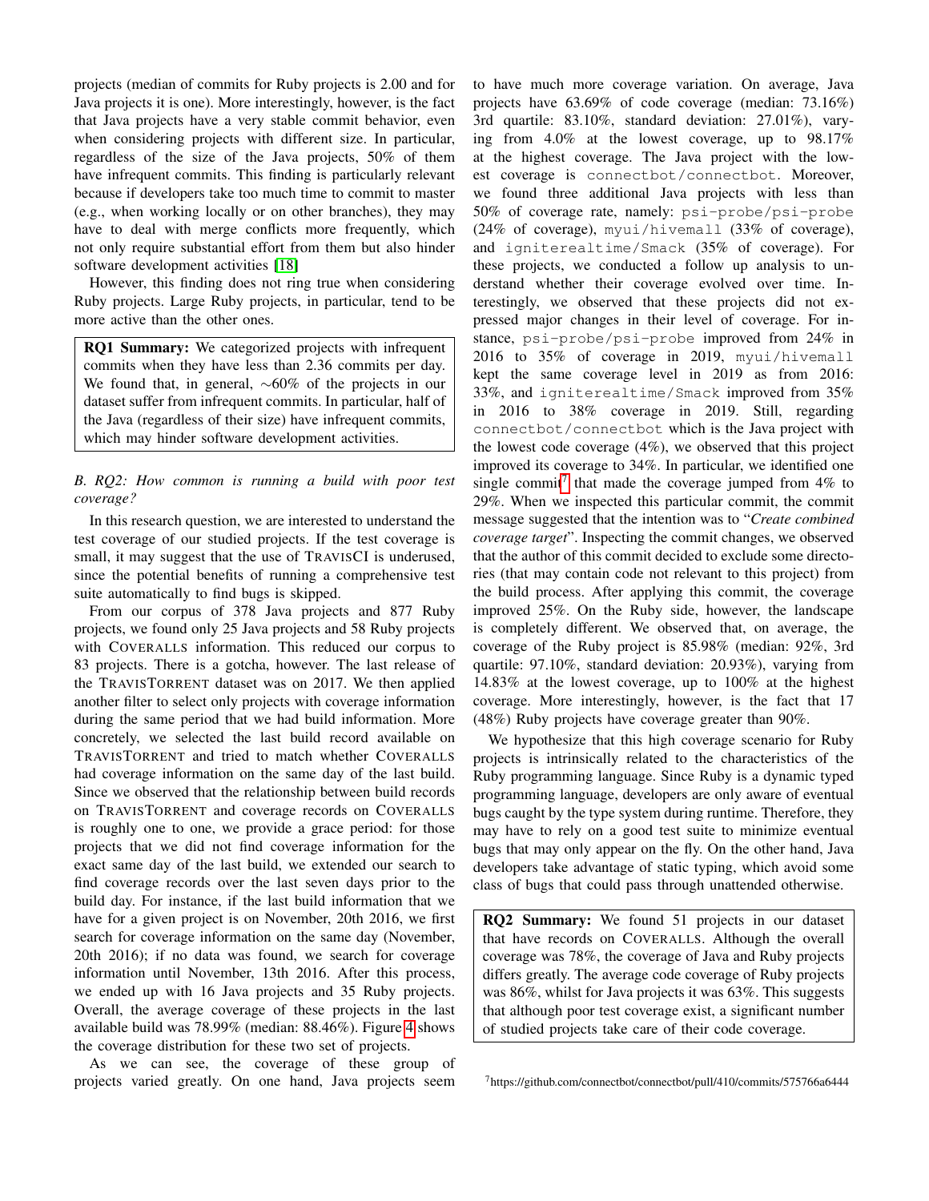projects (median of commits for Ruby projects is 2.00 and for Java projects it is one). More interestingly, however, is the fact that Java projects have a very stable commit behavior, even when considering projects with different size. In particular, regardless of the size of the Java projects, 50% of them have infrequent commits. This finding is particularly relevant because if developers take too much time to commit to master (e.g., when working locally or on other branches), they may have to deal with merge conflicts more frequently, which not only require substantial effort from them but also hinder software development activities [18].

However, this finding does not ring true when considering Ruby projects. Large Ruby projects, in particular, tend to be more active than the other ones.

> **RQ1 Summary:** We categorized projects with infrequent commits when they have less than 2.36 commits per day. We found that, in general, ∼60% of the projects in our dataset suffer from infrequent commits. In particular, half of the Java (regardless of their size) have infrequent commits, which may hinder software development activities.

### B. RQ2: How common is running a build with poor test coverage?

In this research question, we are interested to understand the test coverage of our studied projects. If the test coverage is small, it may suggest that the use of TRAVISCI is underused, since the potential benefits of running a comprehensive test suite automatically to find bugs is skipped.

From our corpus of 378 Java projects and 877 Ruby projects, we found only 25 Java projects and 58 Ruby projects with COVERALLS information. This reduced our corpus to 83 projects. There is a gotcha, however. The last release of the TRAVISTORRENT dataset was on 2017. We then applied another filter to select only projects with coverage information during the same period that we had build information. More concretely, we selected the last build record available on TRAVISTORRENT and tried to match whether COVERALLS had coverage information on the same day of the last build. Since we observed that the relationship between build records on TRAVISTORRENT and coverage records on COVERALLS is roughly one to one, we provide a grace period: for those projects that we did not find coverage information for the exact same day of the last build, we extended our search to find coverage records over the last seven days prior to the build day. For instance, if the last build information that we have for a given project is on November, 20th 2016, we first search for coverage information on the same day (November, 20th 2016); if no data was found, we search for coverage information until November, 13th 2016. After this process, we ended up with 16 Java projects and 35 Ruby projects. Overall, the average coverage of these projects in the last available build was 78.99% (median: 88.46%). Figure 4 shows the coverage distribution for these two set of projects.

As we can see, the coverage of these group of projects varied greatly. On one hand, Java projects seem to have much more coverage variation. On average, Java projects have 63.69% of code coverage (median: 73.16%) 3rd quartile: 83.10%, standard deviation: 27.01%), varying from 4.0% at the lowest coverage, up to 98.17% at the highest coverage. The Java project with the lowest coverage is `connectbot/connectbot`. Moreover, we found three additional Java projects with less than 50% of coverage rate, namely: `psi-probe/psi-probe` (24% of coverage), `myui/hivemall` (33% of coverage), and `igniterealtime/Smack` (35% of coverage). For these projects, we conducted a follow up analysis to understand whether their coverage evolved over time. Interestingly, we observed that these projects did not expressed major changes in their level of coverage. For instance, `psi-probe/psi-probe` improved from 24% in 2016 to 35% of coverage in 2019, `myui/hivemall` kept the same coverage level in 2019 as from 2016: 33%, and `igniterealtime/Smack` improved from 35% in 2016 to 38% coverage in 2019. Still, regarding `connectbot/connectbot` which is the Java project with the lowest code coverage (4%), we observed that this project improved its coverage to 34%. In particular, we identified one single commit[7] that made the coverage jumped from 4% to 29%. When we inspected this particular commit, the commit message suggested that the intention was to "*Create combined coverage target*". Inspecting the commit changes, we observed that the author of this commit decided to exclude some directories (that may contain code not relevant to this project) from the build process. After applying this commit, the coverage improved 25%. On the Ruby side, however, the landscape is completely different. We observed that, on average, the coverage of the Ruby project is 85.98% (median: 92%, 3rd quartile: 97.10%, standard deviation: 20.93%), varying from 14.83% at the lowest coverage, up to 100% at the highest coverage. More interestingly, however, is the fact that 17 (48%) Ruby projects have coverage greater than 90%.

We hypothesize that this high coverage scenario for Ruby projects is intrinsically related to the characteristics of the Ruby programming language. Since Ruby is a dynamic typed programming language, developers are only aware of eventual bugs caught by the type system during runtime. Therefore, they may have to rely on a good test suite to minimize eventual bugs that may only appear on the fly. On the other hand, Java developers take advantage of static typing, which avoid some class of bugs that could pass through unattended otherwise.

> **RQ2 Summary:** We found 51 projects in our dataset that have records on COVERALLS. Although the overall coverage was 78%, the coverage of Java and Ruby projects differs greatly. The average code coverage of Ruby projects was 86%, whilst for Java projects it was 63%. This suggests that although poor test coverage exist, a significant number of studied projects take care of their code coverage.

[7] https://github.com/connectbot/connectbot/pull/410/commits/575766a6444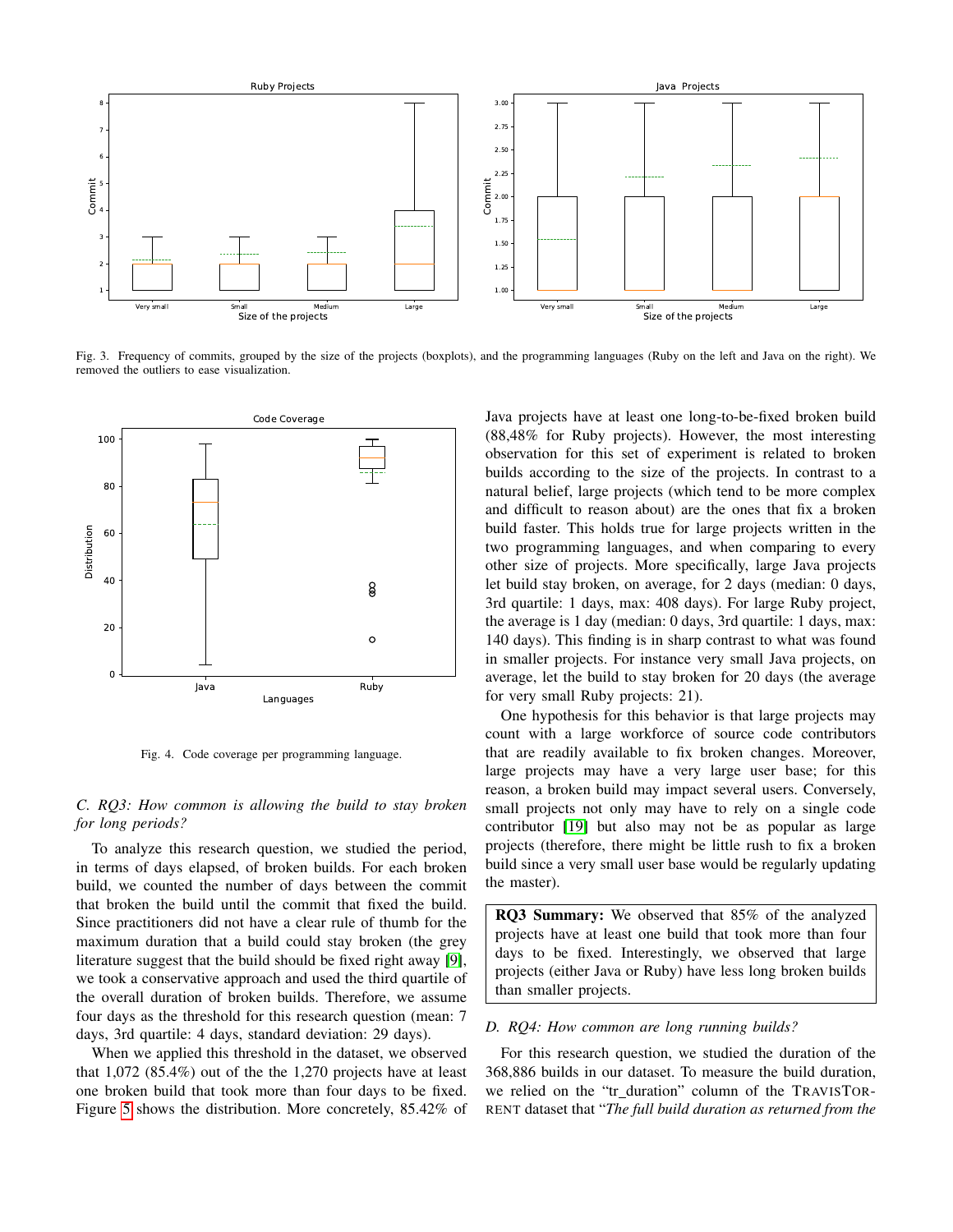Fig. 3. Frequency of commits, grouped by the size of the projects (boxplots), and the programming languages (Ruby on the left and Java on the right). We removed the outliers to ease visualization.

Fig. 4. Code coverage per programming language.

### C. RQ3: How common is allowing the build to stay broken for long periods?

To analyze this research question, we studied the period, in terms of days elapsed, of broken builds. For each broken build, we counted the number of days between the commit that broken the build until the commit that fixed the build. Since practitioners did not have a clear rule of thumb for the maximum duration that a build could stay broken (the grey literature suggest that the build should be fixed right away [9], we took a conservative approach and used the third quartile of the overall duration of broken builds. Therefore, we assume four days as the threshold for this research question (mean: 7 days, 3rd quartile: 4 days, standard deviation: 29 days).

When we applied this threshold in the dataset, we observed that 1,072 (85.4%) out of the the 1,270 projects have at least one broken build that took more than four days to be fixed. Figure 5 shows the distribution. More concretely, 85.42% of Java projects have at least one long-to-be-fixed broken build (88,48% for Ruby projects). However, the most interesting observation for this set of experiment is related to broken builds according to the size of the projects. In contrast to a natural belief, large projects (which tend to be more complex and difficult to reason about) are the ones that fix a broken build faster. This holds true for large projects written in the two programming languages, and when comparing to every other size of projects. More specifically, large Java projects let build stay broken, on average, for 2 days (median: 0 days, 3rd quartile: 1 days, max: 408 days). For large Ruby project, the average is 1 day (median: 0 days, 3rd quartile: 1 days, max: 140 days). This finding is in sharp contrast to what was found in smaller projects. For instance very small Java projects, on average, let the build to stay broken for 20 days (the average for very small Ruby projects: 21).

One hypothesis for this behavior is that large projects may count with a large workforce of source code contributors that are readily available to fix broken changes. Moreover, large projects may have a very large user base; for this reason, a broken build may impact several users. Conversely, small projects not only may have to rely on a single code contributor [19] but also may not be as popular as large projects (therefore, there might be little rush to fix a broken build since a very small user base would be regularly updating the master).

**RQ3 Summary:** We observed that 85% of the analyzed projects have at least one build that took more than four days to be fixed. Interestingly, we observed that large projects (either Java or Ruby) have less long broken builds than smaller projects.

### D. RQ4: How common are long running builds?

For this research question, we studied the duration of the 368,886 builds in our dataset. To measure the build duration, we relied on the "tr_duration" column of the TravisTorrent dataset that "*The full build duration as returned from the*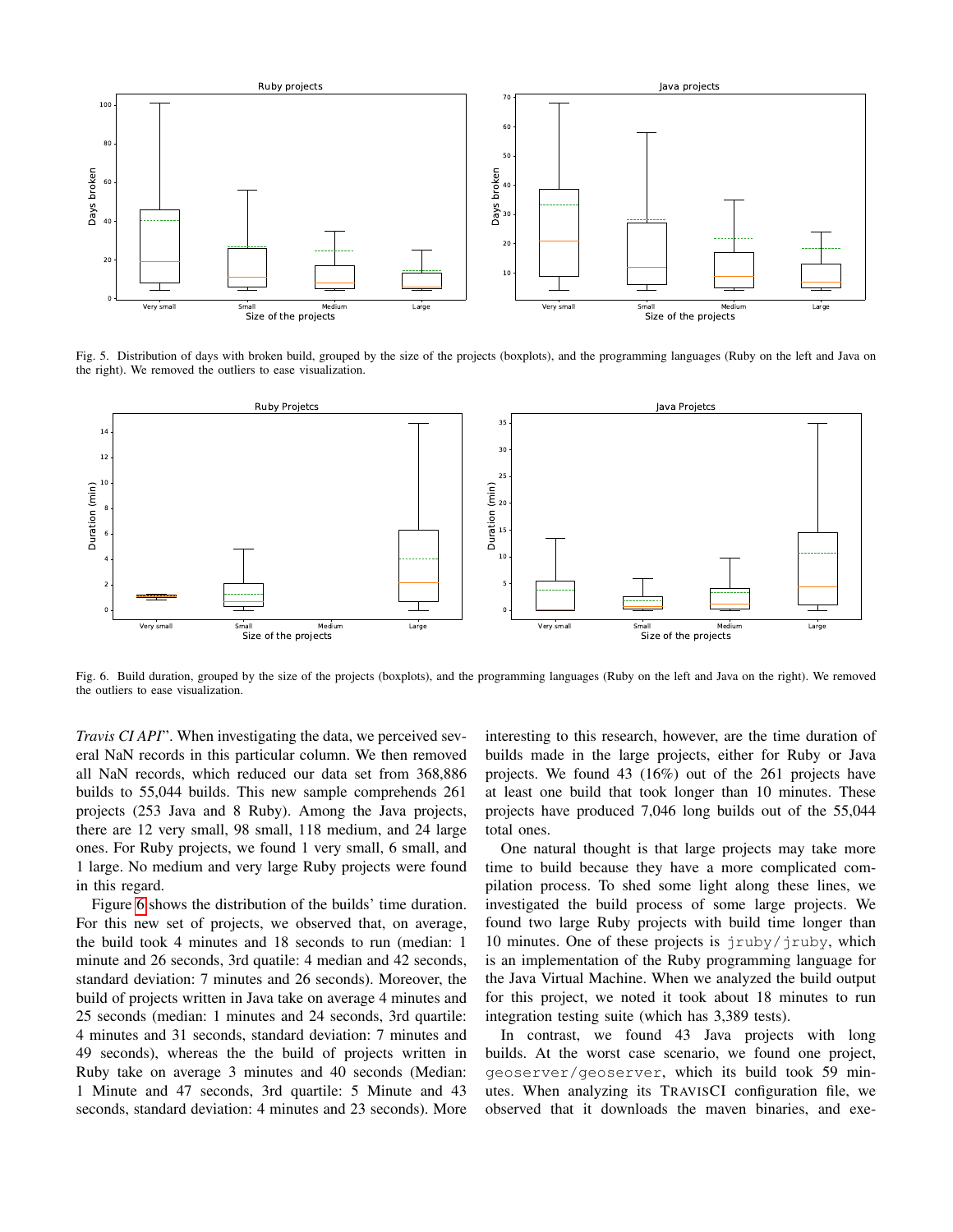Fig. 5. Distribution of days with broken build, grouped by the size of the projects (boxplots), and the programming languages (Ruby on the left and Java on the right). We removed the outliers to ease visualization.

Fig. 6. Build duration, grouped by the size of the projects (boxplots), and the programming languages (Ruby on the left and Java on the right). We removed the outliers to ease visualization.

*Travis CI API*". When investigating the data, we perceived several NaN records in this particular column. We then removed all NaN records, which reduced our data set from 368,886 builds to 55,044 builds. This new sample comprehends 261 projects (253 Java and 8 Ruby). Among the Java projects, there are 12 very small, 98 small, 118 medium, and 24 large ones. For Ruby projects, we found 1 very small, 6 small, and 1 large. No medium and very large Ruby projects were found in this regard.

Figure 6 shows the distribution of the builds' time duration. For this new set of projects, we observed that, on average, the build took 4 minutes and 18 seconds to run (median: 1 minute and 26 seconds, 3rd quatile: 4 median and 42 seconds, standard deviation: 7 minutes and 26 seconds). Moreover, the build of projects written in Java take on average 4 minutes and 25 seconds (median: 1 minutes and 24 seconds, 3rd quartile: 4 minutes and 31 seconds, standard deviation: 7 minutes and 49 seconds), whereas the the build of projects written in Ruby take on average 3 minutes and 40 seconds (Median: 1 Minute and 47 seconds, 3rd quartile: 5 Minute and 43 seconds, standard deviation: 4 minutes and 23 seconds). More interesting to this research, however, are the time duration of builds made in the large projects, either for Ruby or Java projects. We found 43 (16%) out of the 261 projects have at least one build that took longer than 10 minutes. These projects have produced 7,046 long builds out of the 55,044 total ones.

One natural thought is that large projects may take more time to build because they have a more complicated compilation process. To shed some light along these lines, we investigated the build process of some large projects. We found two large Ruby projects with build time longer than 10 minutes. One of these projects is `jruby/jruby`, which is an implementation of the Ruby programming language for the Java Virtual Machine. When we analyzed the build output for this project, we noted it took about 18 minutes to run integration testing suite (which has 3,389 tests).

In contrast, we found 43 Java projects with long builds. At the worst case scenario, we found one project, `geoserver/geoserver`, which its build took 59 minutes. When analyzing its TRAVISCI configuration file, we observed that it downloads the maven binaries, and exe-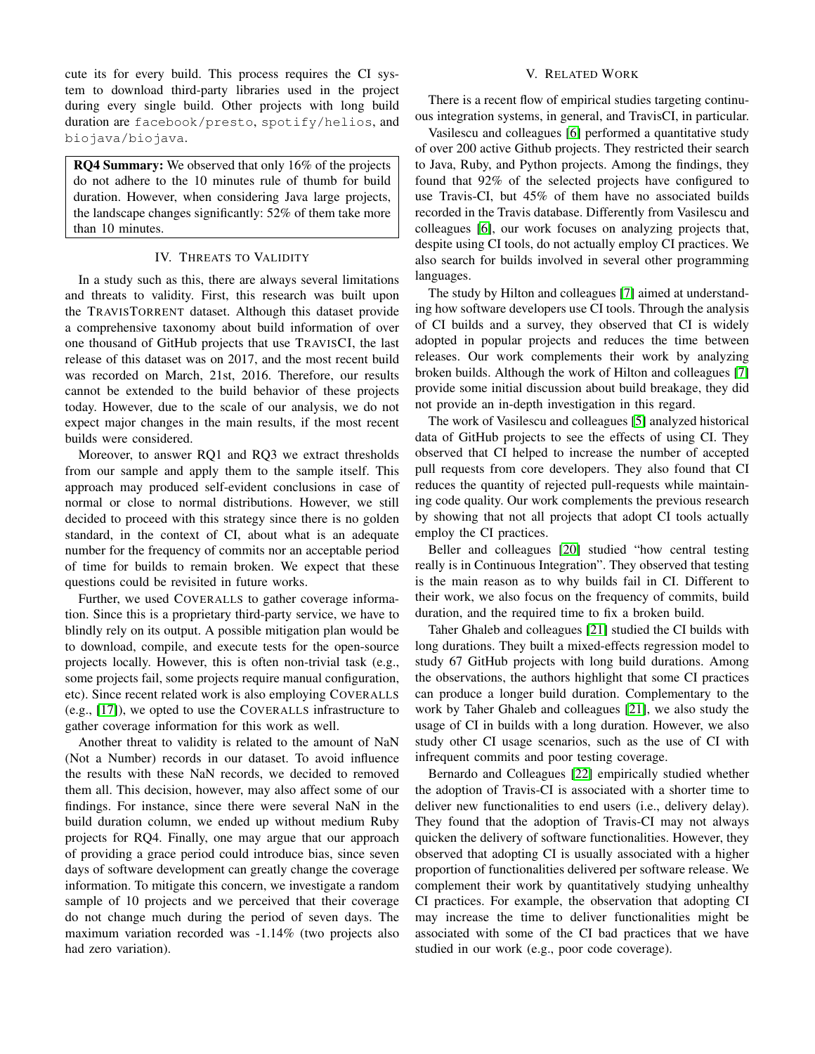cute its for every build. This process requires the CI system to download third-party libraries used in the project during every single build. Other projects with long build duration are `facebook/presto`, `spotify/helios`, and `biojava/biojava`.

**RQ4 Summary:** We observed that only 16% of the projects do not adhere to the 10 minutes rule of thumb for build duration. However, when considering Java large projects, the landscape changes significantly: 52% of them take more than 10 minutes.

## IV. Threats to Validity

In a study such as this, there are always several limitations and threats to validity. First, this research was built upon the TravisTorrent dataset. Although this dataset provide a comprehensive taxonomy about build information of over one thousand of GitHub projects that use TravisCI, the last release of this dataset was on 2017, and the most recent build was recorded on March, 21st, 2016. Therefore, our results cannot be extended to the build behavior of these projects today. However, due to the scale of our analysis, we do not expect major changes in the main results, if the most recent builds were considered.

Moreover, to answer RQ1 and RQ3 we extract thresholds from our sample and apply them to the sample itself. This approach may produced self-evident conclusions in case of normal or close to normal distributions. However, we still decided to proceed with this strategy since there is no golden standard, in the context of CI, about what is an adequate number for the frequency of commits nor an acceptable period of time for builds to remain broken. We expect that these questions could be revisited in future works.

Further, we used Coveralls to gather coverage information. Since this is a proprietary third-party service, we have to blindly rely on its output. A possible mitigation plan would be to download, compile, and execute tests for the open-source projects locally. However, this is often non-trivial task (e.g., some projects fail, some projects require manual configuration, etc). Since recent related work is also employing Coveralls (e.g., [17]), we opted to use the Coveralls infrastructure to gather coverage information for this work as well.

Another threat to validity is related to the amount of NaN (Not a Number) records in our dataset. To avoid influence the results with these NaN records, we decided to removed them all. This decision, however, may also affect some of our findings. For instance, since there were several NaN in the build duration column, we ended up without medium Ruby projects for RQ4. Finally, one may argue that our approach of providing a grace period could introduce bias, since seven days of software development can greatly change the coverage information. To mitigate this concern, we investigate a random sample of 10 projects and we perceived that their coverage do not change much during the period of seven days. The maximum variation recorded was -1.14% (two projects also had zero variation).

## V. Related Work

There is a recent flow of empirical studies targeting continuous integration systems, in general, and TravisCI, in particular.

Vasilescu and colleagues [6] performed a quantitative study of over 200 active Github projects. They restricted their search to Java, Ruby, and Python projects. Among the findings, they found that 92% of the selected projects have configured to use Travis-CI, but 45% of them have no associated builds recorded in the Travis database. Differently from Vasilescu and colleagues [6], our work focuses on analyzing projects that, despite using CI tools, do not actually employ CI practices. We also search for builds involved in several other programming languages.

The study by Hilton and colleagues [7] aimed at understanding how software developers use CI tools. Through the analysis of CI builds and a survey, they observed that CI is widely adopted in popular projects and reduces the time between releases. Our work complements their work by analyzing broken builds. Although the work of Hilton and colleagues [7] provide some initial discussion about build breakage, they did not provide an in-depth investigation in this regard.

The work of Vasilescu and colleagues [5] analyzed historical data of GitHub projects to see the effects of using CI. They observed that CI helped to increase the number of accepted pull requests from core developers. They also found that CI reduces the quantity of rejected pull-requests while maintaining code quality. Our work complements the previous research by showing that not all projects that adopt CI tools actually employ the CI practices.

Beller and colleagues [20] studied "how central testing really is in Continuous Integration". They observed that testing is the main reason as to why builds fail in CI. Different to their work, we also focus on the frequency of commits, build duration, and the required time to fix a broken build.

Taher Ghaleb and colleagues [21] studied the CI builds with long durations. They built a mixed-effects regression model to study 67 GitHub projects with long build durations. Among the observations, the authors highlight that some CI practices can produce a longer build duration. Complementary to the work by Taher Ghaleb and colleagues [21], we also study the usage of CI in builds with a long duration. However, we also study other CI usage scenarios, such as the use of CI with infrequent commits and poor testing coverage.

Bernardo and Colleagues [22] empirically studied whether the adoption of Travis-CI is associated with a shorter time to deliver new functionalities to end users (i.e., delivery delay). They found that the adoption of Travis-CI may not always quicken the delivery of software functionalities. However, they observed that adopting CI is usually associated with a higher proportion of functionalities delivered per software release. We complement their work by quantitatively studying unhealthy CI practices. For example, the observation that adopting CI may increase the time to deliver functionalities might be associated with some of the CI bad practices that we have studied in our work (e.g., poor code coverage).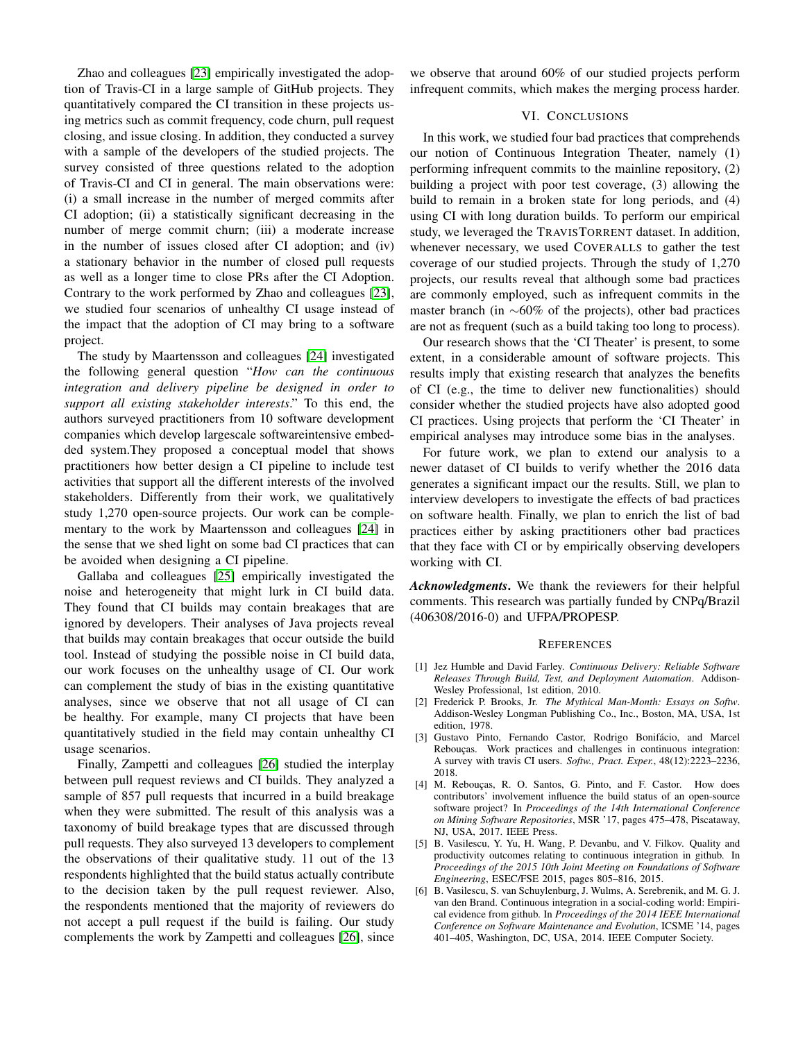Zhao and colleagues [23] empirically investigated the adoption of Travis-CI in a large sample of GitHub projects. They quantitatively compared the CI transition in these projects using metrics such as commit frequency, code churn, pull request closing, and issue closing. In addition, they conducted a survey with a sample of the developers of the studied projects. The survey consisted of three questions related to the adoption of Travis-CI and CI in general. The main observations were: (i) a small increase in the number of merged commits after CI adoption; (ii) a statistically significant decreasing in the number of merge commit churn; (iii) a moderate increase in the number of issues closed after CI adoption; and (iv) a stationary behavior in the number of closed pull requests as well as a longer time to close PRs after the CI Adoption. Contrary to the work performed by Zhao and colleagues [23], we studied four scenarios of unhealthy CI usage instead of the impact that the adoption of CI may bring to a software project.

The study by Maartensson and colleagues [24] investigated the following general question "*How can the continuous integration and delivery pipeline be designed in order to support all existing stakeholder interests*." To this end, the authors surveyed practitioners from 10 software development companies which develop largescale softwareintensive embedded system.They proposed a conceptual model that shows practitioners how better design a CI pipeline to include test activities that support all the different interests of the involved stakeholders. Differently from their work, we qualitatively study 1,270 open-source projects. Our work can be complementary to the work by Maartensson and colleagues [24] in the sense that we shed light on some bad CI practices that can be avoided when designing a CI pipeline.

Gallaba and colleagues [25] empirically investigated the noise and heterogeneity that might lurk in CI build data. They found that CI builds may contain breakages that are ignored by developers. Their analyses of Java projects reveal that builds may contain breakages that occur outside the build tool. Instead of studying the possible noise in CI build data, our work focuses on the unhealthy usage of CI. Our work can complement the study of bias in the existing quantitative analyses, since we observe that not all usage of CI can be healthy. For example, many CI projects that have been quantitatively studied in the field may contain unhealthy CI usage scenarios.

Finally, Zampetti and colleagues [26] studied the interplay between pull request reviews and CI builds. They analyzed a sample of 857 pull requests that incurred in a build breakage when they were submitted. The result of this analysis was a taxonomy of build breakage types that are discussed through pull requests. They also surveyed 13 developers to complement the observations of their qualitative study. 11 out of the 13 respondents highlighted that the build status actually contribute to the decision taken by the pull request reviewer. Also, the respondents mentioned that the majority of reviewers do not accept a pull request if the build is failing. Our study complements the work by Zampetti and colleagues [26], since we observe that around 60% of our studied projects perform infrequent commits, which makes the merging process harder.

## VI. Conclusions

In this work, we studied four bad practices that comprehends our notion of Continuous Integration Theater, namely (1) performing infrequent commits to the mainline repository, (2) building a project with poor test coverage, (3) allowing the build to remain in a broken state for long periods, and (4) using CI with long duration builds. To perform our empirical study, we leveraged the TravisTorrent dataset. In addition, whenever necessary, we used Coveralls to gather the test coverage of our studied projects. Through the study of 1,270 projects, our results reveal that although some bad practices are commonly employed, such as infrequent commits in the master branch (in $\sim$60% of the projects), other bad practices are not as frequent (such as a build taking too long to process).

Our research shows that the 'CI Theater' is present, to some extent, in a considerable amount of software projects. This results imply that existing research that analyzes the benefits of CI (e.g., the time to deliver new functionalities) should consider whether the studied projects have also adopted good CI practices. Using projects that perform the 'CI Theater' in empirical analyses may introduce some bias in the analyses.

For future work, we plan to extend our analysis to a newer dataset of CI builds to verify whether the 2016 data generates a significant impact our the results. Still, we plan to interview developers to investigate the effects of bad practices on software health. Finally, we plan to enrich the list of bad practices either by asking practitioners other bad practices that they face with CI or by empirically observing developers working with CI.

***Acknowledgments***. We thank the reviewers for their helpful comments. This research was partially funded by CNPq/Brazil (406308/2016-0) and UFPA/PROPESP.

## References

[1] Jez Humble and David Farley. *Continuous Delivery: Reliable Software Releases Through Build, Test, and Deployment Automation*. Addison-Wesley Professional, 1st edition, 2010.

[2] Frederick P. Brooks, Jr. *The Mythical Man-Month: Essays on Softw*. Addison-Wesley Longman Publishing Co., Inc., Boston, MA, USA, 1st edition, 1978.

[3] Gustavo Pinto, Fernando Castor, Rodrigo Bonifácio, and Marcel Rebouças. Work practices and challenges in continuous integration: A survey with travis CI users. *Softw., Pract. Exper.*, 48(12):2223–2236, 2018.

[4] M. Rebouças, R. O. Santos, G. Pinto, and F. Castor. How does contributors' involvement influence the build status of an open-source software project? In *Proceedings of the 14th International Conference on Mining Software Repositories*, MSR '17, pages 475–478, Piscataway, NJ, USA, 2017. IEEE Press.

[5] B. Vasilescu, Y. Yu, H. Wang, P. Devanbu, and V. Filkov. Quality and productivity outcomes relating to continuous integration in github. In *Proceedings of the 2015 10th Joint Meeting on Foundations of Software Engineering*, ESEC/FSE 2015, pages 805–816, 2015.

[6] B. Vasilescu, S. van Schuylenburg, J. Wulms, A. Serebrenik, and M. G. J. van den Brand. Continuous integration in a social-coding world: Empirical evidence from github. In *Proceedings of the 2014 IEEE International Conference on Software Maintenance and Evolution*, ICSME '14, pages 401–405, Washington, DC, USA, 2014. IEEE Computer Society.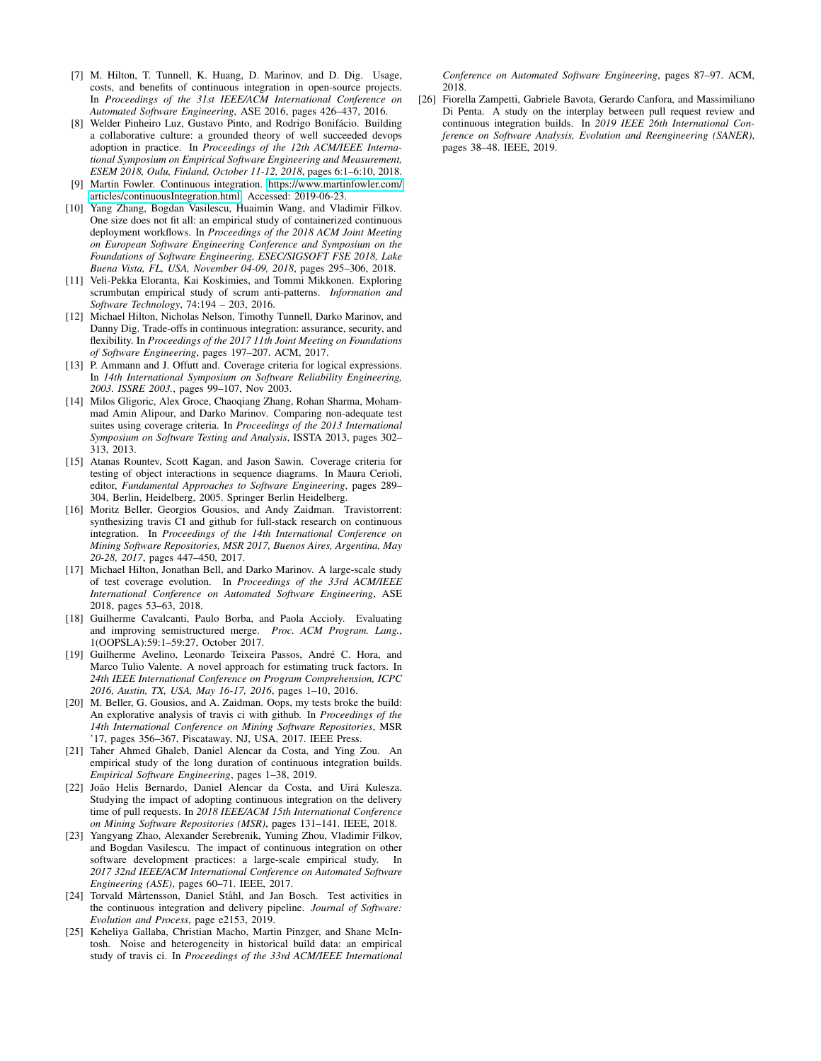[7] M. Hilton, T. Tunnell, K. Huang, D. Marinov, and D. Dig. Usage, costs, and benefits of continuous integration in open-source projects. In *Proceedings of the 31st IEEE/ACM International Conference on Automated Software Engineering*, ASE 2016, pages 426–437, 2016.

[8] Welder Pinheiro Luz, Gustavo Pinto, and Rodrigo Bonifácio. Building a collaborative culture: a grounded theory of well succeeded devops adoption in practice. In *Proceedings of the 12th ACM/IEEE International Symposium on Empirical Software Engineering and Measurement, ESEM 2018, Oulu, Finland, October 11-12, 2018*, pages 6:1–6:10, 2018.

[9] Martin Fowler. Continuous integration. https://www.martinfowler.com/articles/continuousIntegration.html. Accessed: 2019-06-23.

[10] Yang Zhang, Bogdan Vasilescu, Huaimin Wang, and Vladimir Filkov. One size does not fit all: an empirical study of containerized continuous deployment workflows. In *Proceedings of the 2018 ACM Joint Meeting on European Software Engineering Conference and Symposium on the Foundations of Software Engineering, ESEC/SIGSOFT FSE 2018, Lake Buena Vista, FL, USA, November 04-09, 2018*, pages 295–306, 2018.

[11] Veli-Pekka Eloranta, Kai Koskimies, and Tommi Mikkonen. Exploring scrumbutan empirical study of scrum anti-patterns. *Information and Software Technology*, 74:194 – 203, 2016.

[12] Michael Hilton, Nicholas Nelson, Timothy Tunnell, Darko Marinov, and Danny Dig. Trade-offs in continuous integration: assurance, security, and flexibility. In *Proceedings of the 2017 11th Joint Meeting on Foundations of Software Engineering*, pages 197–207. ACM, 2017.

[13] P. Ammann and J. Offutt and. Coverage criteria for logical expressions. In *14th International Symposium on Software Reliability Engineering, 2003. ISSRE 2003.*, pages 99–107, Nov 2003.

[14] Milos Gligoric, Alex Groce, Chaoqiang Zhang, Rohan Sharma, Mohammad Amin Alipour, and Darko Marinov. Comparing non-adequate test suites using coverage criteria. In *Proceedings of the 2013 International Symposium on Software Testing and Analysis*, ISSTA 2013, pages 302–313, 2013.

[15] Atanas Rountev, Scott Kagan, and Jason Sawin. Coverage criteria for testing of object interactions in sequence diagrams. In Maura Cerioli, editor, *Fundamental Approaches to Software Engineering*, pages 289–304, Berlin, Heidelberg, 2005. Springer Berlin Heidelberg.

[16] Moritz Beller, Georgios Gousios, and Andy Zaidman. Travistorrent: synthesizing travis CI and github for full-stack research on continuous integration. In *Proceedings of the 14th International Conference on Mining Software Repositories, MSR 2017, Buenos Aires, Argentina, May 20-28, 2017*, pages 447–450, 2017.

[17] Michael Hilton, Jonathan Bell, and Darko Marinov. A large-scale study of test coverage evolution. In *Proceedings of the 33rd ACM/IEEE International Conference on Automated Software Engineering*, ASE 2018, pages 53–63, 2018.

[18] Guilherme Cavalcanti, Paulo Borba, and Paola Accioly. Evaluating and improving semistructured merge. *Proc. ACM Program. Lang.*, 1(OOPSLA):59:1–59:27, October 2017.

[19] Guilherme Avelino, Leonardo Teixeira Passos, André C. Hora, and Marco Tulio Valente. A novel approach for estimating truck factors. In *24th IEEE International Conference on Program Comprehension, ICPC 2016, Austin, TX, USA, May 16-17, 2016*, pages 1–10, 2016.

[20] M. Beller, G. Gousios, and A. Zaidman. Oops, my tests broke the build: An explorative analysis of travis ci with github. In *Proceedings of the 14th International Conference on Mining Software Repositories*, MSR '17, pages 356–367, Piscataway, NJ, USA, 2017. IEEE Press.

[21] Taher Ahmed Ghaleb, Daniel Alencar da Costa, and Ying Zou. An empirical study of the long duration of continuous integration builds. *Empirical Software Engineering*, pages 1–38, 2019.

[22] João Helis Bernardo, Daniel Alencar da Costa, and Uirá Kulesza. Studying the impact of adopting continuous integration on the delivery time of pull requests. In *2018 IEEE/ACM 15th International Conference on Mining Software Repositories (MSR)*, pages 131–141. IEEE, 2018.

[23] Yangyang Zhao, Alexander Serebrenik, Yuming Zhou, Vladimir Filkov, and Bogdan Vasilescu. The impact of continuous integration on other software development practices: a large-scale empirical study. In *2017 32nd IEEE/ACM International Conference on Automated Software Engineering (ASE)*, pages 60–71. IEEE, 2017.

[24] Torvald Mårtensson, Daniel Ståhl, and Jan Bosch. Test activities in the continuous integration and delivery pipeline. *Journal of Software: Evolution and Process*, page e2153, 2019.

[25] Keheliya Gallaba, Christian Macho, Martin Pinzger, and Shane McIntosh. Noise and heterogeneity in historical build data: an empirical study of travis ci. In *Proceedings of the 33rd ACM/IEEE International Conference on Automated Software Engineering*, pages 87–97. ACM, 2018.

[26] Fiorella Zampetti, Gabriele Bavota, Gerardo Canfora, and Massimiliano Di Penta. A study on the interplay between pull request review and continuous integration builds. In *2019 IEEE 26th International Conference on Software Analysis, Evolution and Reengineering (SANER)*, pages 38–48. IEEE, 2019.